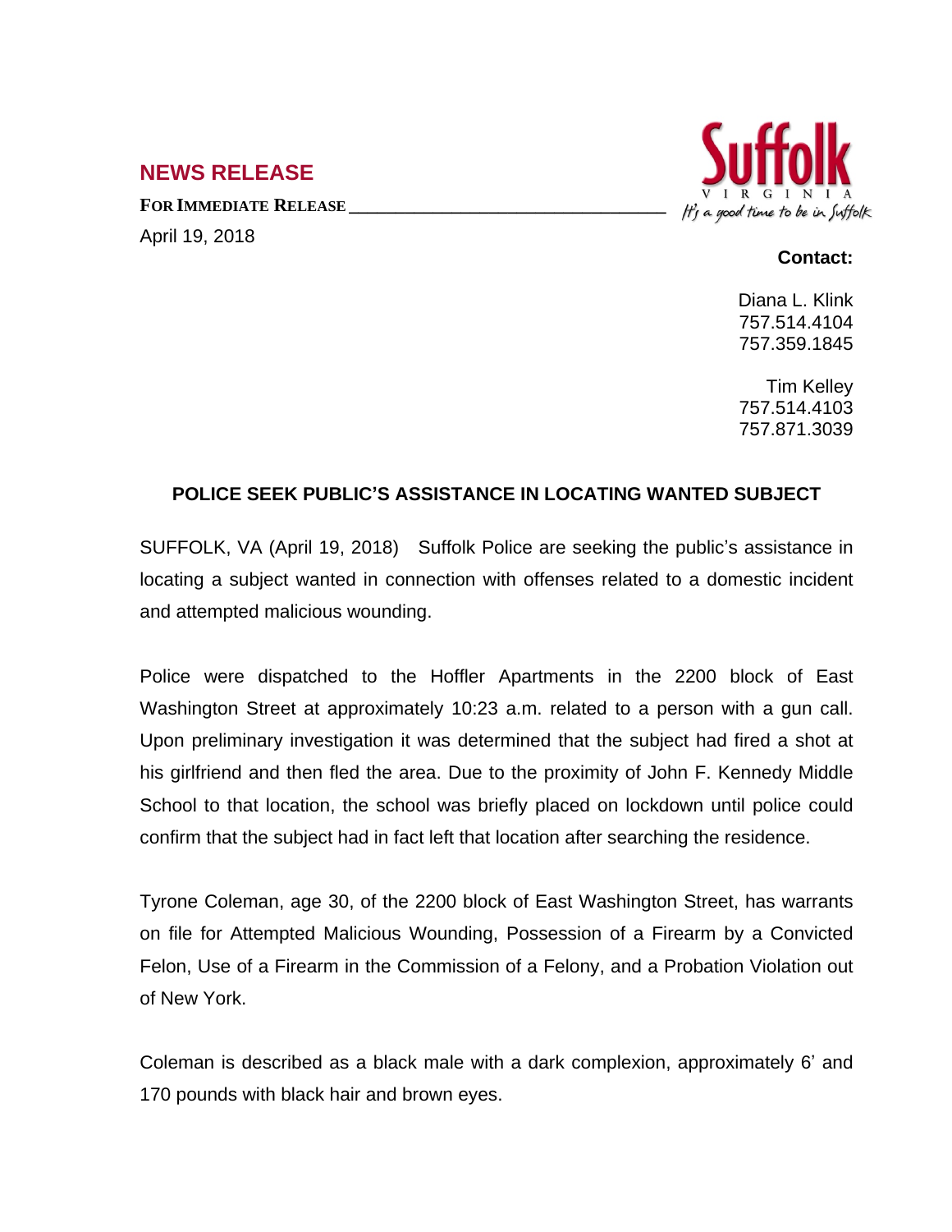## NEWS RELEASE

**FOR IMMEDIATE RELEASE**

April 19, 2018

Suffolk VIRGINIA
*It's a good time to be in Suffolk*

**Contact:**

Diana L. Klink
757.514.4104
757.359.1845

Tim Kelley
757.514.4103
757.871.3039

### POLICE SEEK PUBLIC'S ASSISTANCE IN LOCATING WANTED SUBJECT

SUFFOLK, VA (April 19, 2018) Suffolk Police are seeking the public's assistance in locating a subject wanted in connection with offenses related to a domestic incident and attempted malicious wounding.

Police were dispatched to the Hoffler Apartments in the 2200 block of East Washington Street at approximately 10:23 a.m. related to a person with a gun call. Upon preliminary investigation it was determined that the subject had fired a shot at his girlfriend and then fled the area. Due to the proximity of John F. Kennedy Middle School to that location, the school was briefly placed on lockdown until police could confirm that the subject had in fact left that location after searching the residence.

Tyrone Coleman, age 30, of the 2200 block of East Washington Street, has warrants on file for Attempted Malicious Wounding, Possession of a Firearm by a Convicted Felon, Use of a Firearm in the Commission of a Felony, and a Probation Violation out of New York.

Coleman is described as a black male with a dark complexion, approximately 6' and 170 pounds with black hair and brown eyes.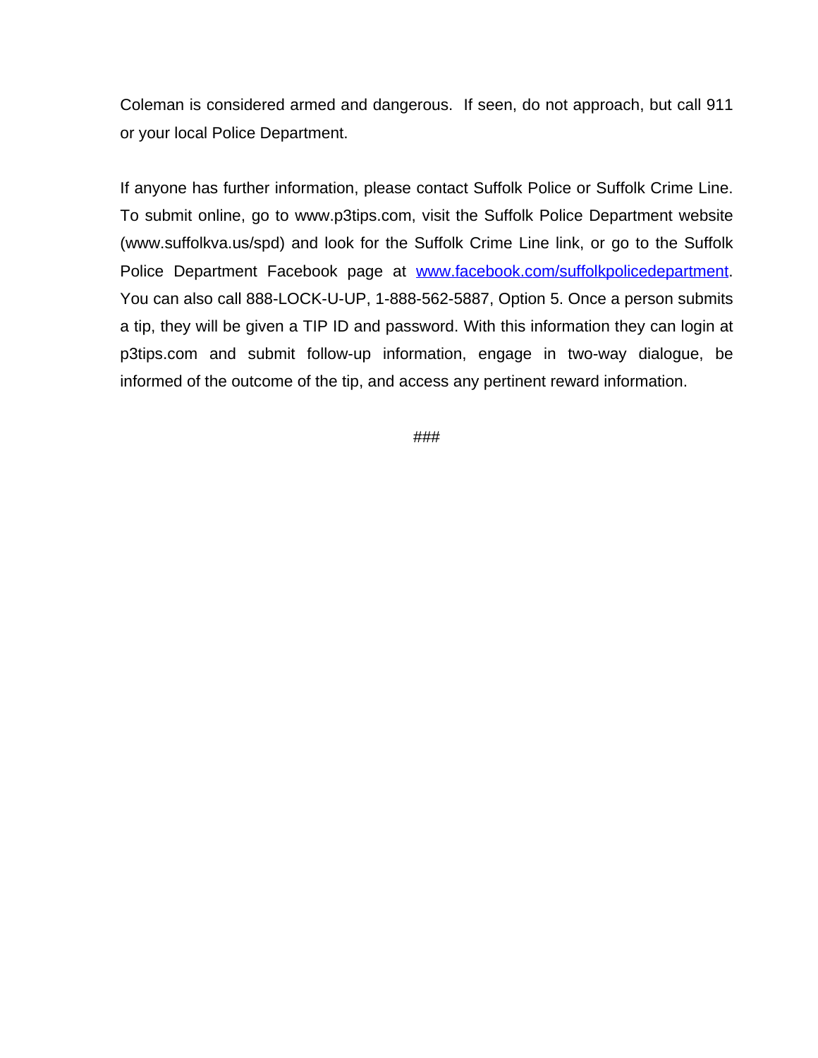Coleman is considered armed and dangerous.  If seen, do not approach, but call 911 or your local Police Department.

If anyone has further information, please contact Suffolk Police or Suffolk Crime Line. To submit online, go to www.p3tips.com, visit the Suffolk Police Department website (www.suffolkva.us/spd) and look for the Suffolk Crime Line link, or go to the Suffolk Police Department Facebook page at [www.facebook.com/suffolkpolicedepartment](http://www.facebook.com/suffolkpolicedepartment). You can also call 888-LOCK-U-UP, 1-888-562-5887, Option 5. Once a person submits a tip, they will be given a TIP ID and password. With this information they can login at p3tips.com and submit follow-up information, engage in two-way dialogue, be informed of the outcome of the tip, and access any pertinent reward information.

###